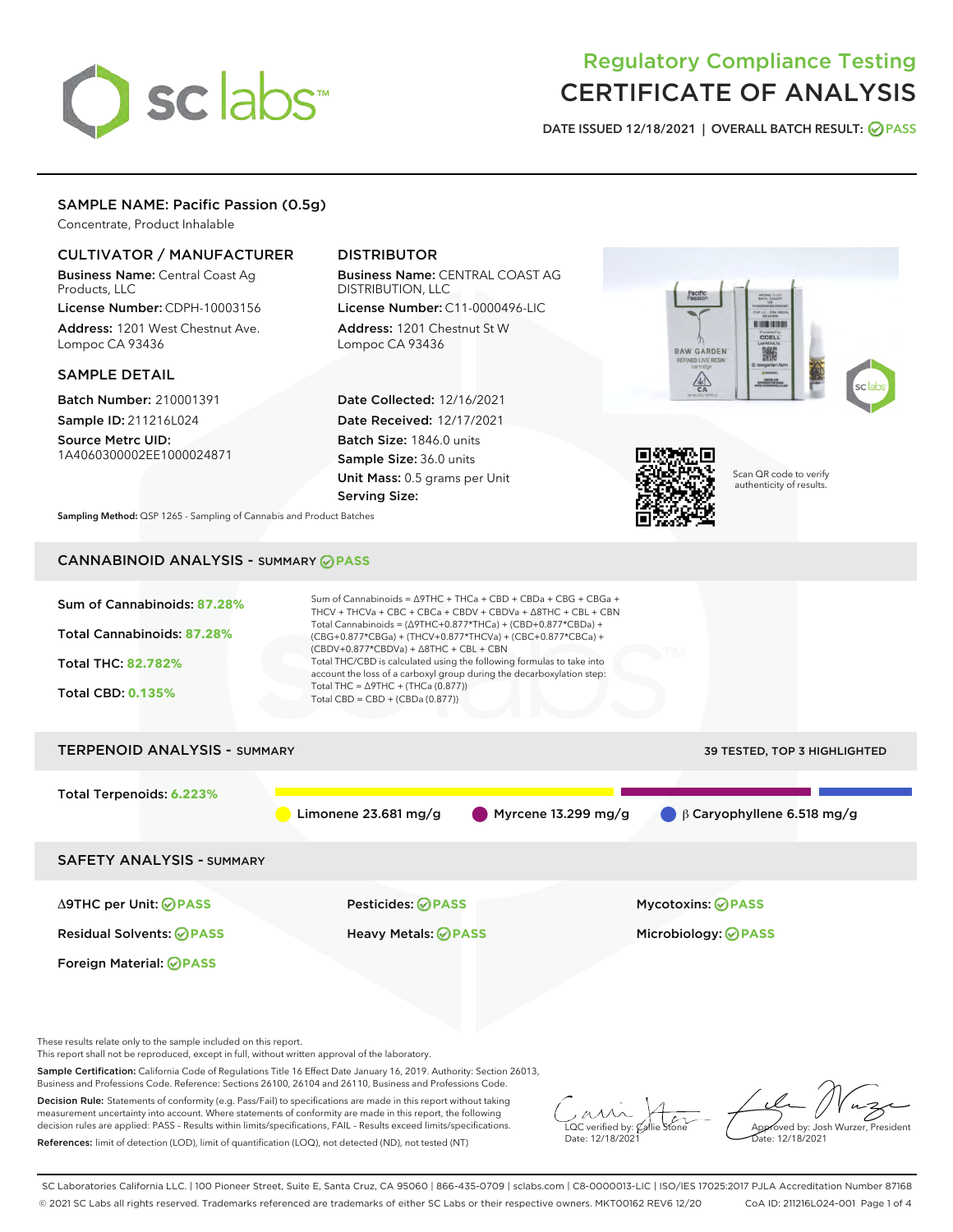# Regulatory Compliance Testing
# CERTIFICATE OF ANALYSIS

DATE ISSUED 12/18/2021 | OVERALL BATCH RESULT: PASS

## SAMPLE NAME: Pacific Passion (0.5g)

Concentrate, Product Inhalable

### CULTIVATOR / MANUFACTURER

**Business Name:** Central Coast Ag Products, LLC

**License Number:** CDPH-10003156

**Address:** 1201 West Chestnut Ave. Lompoc CA 93436

### DISTRIBUTOR

**Business Name:** CENTRAL COAST AG DISTRIBUTION, LLC

**License Number:** C11-0000496-LIC

**Address:** 1201 Chestnut St W Lompoc CA 93436

### SAMPLE DETAIL

**Batch Number:** 210001391

**Sample ID:** 211216L024

**Source Metrc UID:** 1A4060300002EE1000024871

**Date Collected:** 12/16/2021

**Date Received:** 12/17/2021

**Batch Size:** 1846.0 units

**Sample Size:** 36.0 units

**Unit Mass:** 0.5 grams per Unit

**Serving Size:**

Scan QR code to verify authenticity of results.

**Sampling Method:** QSP 1265 - Sampling of Cannabis and Product Batches

## CANNABINOID ANALYSIS - SUMMARY PASS

Sum of Cannabinoids: **87.28%**

Total Cannabinoids: **87.28%**

Total THC: **82.782%**

Total CBD: **0.135%**

Sum of Cannabinoids = Δ9THC + THCa + CBD + CBDa + CBG + CBGa + THCV + THCVa + CBC + CBCa + CBDV + CBDVa + Δ8THC + CBL + CBN

Total Cannabinoids = (Δ9THC+0.877*THCa) + (CBD+0.877*CBDa) + (CBG+0.877*CBGa) + (THCV+0.877*THCVa) + (CBC+0.877*CBCa) + (CBDV+0.877*CBDVa) + Δ8THC + CBL + CBN

Total THC/CBD is calculated using the following formulas to take into account the loss of a carboxyl group during the decarboxylation step:

Total THC = Δ9THC + (THCa (0.877))

Total CBD = CBD + (CBDa (0.877))

## TERPENOID ANALYSIS - SUMMARY

39 TESTED, TOP 3 HIGHLIGHTED

Total Terpenoids: **6.223%**

Limonene 23.681 mg/g | Myrcene 13.299 mg/g | β Caryophyllene 6.518 mg/g

## SAFETY ANALYSIS - SUMMARY

| | | |
|---|---|---|
| Δ9THC per Unit: PASS | Pesticides: PASS | Mycotoxins: PASS |
| Residual Solvents: PASS | Heavy Metals: PASS | Microbiology: PASS |
| Foreign Material: PASS | | |

These results relate only to the sample included on this report.
This report shall not be reproduced, except in full, without written approval of the laboratory.

**Sample Certification:** California Code of Regulations Title 16 Effect Date January 16, 2019. Authority: Section 26013, Business and Professions Code. Reference: Sections 26100, 26104 and 26110, Business and Professions Code.

**Decision Rule:** Statements of conformity (e.g. Pass/Fail) to specifications are made in this report without taking measurement uncertainty into account. Where statements of conformity are made in this report, the following decision rules are applied: PASS – Results within limits/specifications, FAIL – Results exceed limits/specifications.

**References:** limit of detection (LOD), limit of quantification (LOQ), not detected (ND), not tested (NT)

LQC verified by: Callie Stone
Date: 12/18/2021

Approved by: Josh Wurzer, President
Date: 12/18/2021

SC Laboratories California LLC. | 100 Pioneer Street, Suite E, Santa Cruz, CA 95060 | 866-435-0709 | sclabs.com | C8-0000013-LIC | ISO/IES 17025:2017 PJLA Accreditation Number 87168
© 2021 SC Labs all rights reserved. Trademarks referenced are trademarks of either SC Labs or their respective owners. MKT00162 REV6 12/20 CoA ID: 211216L024-001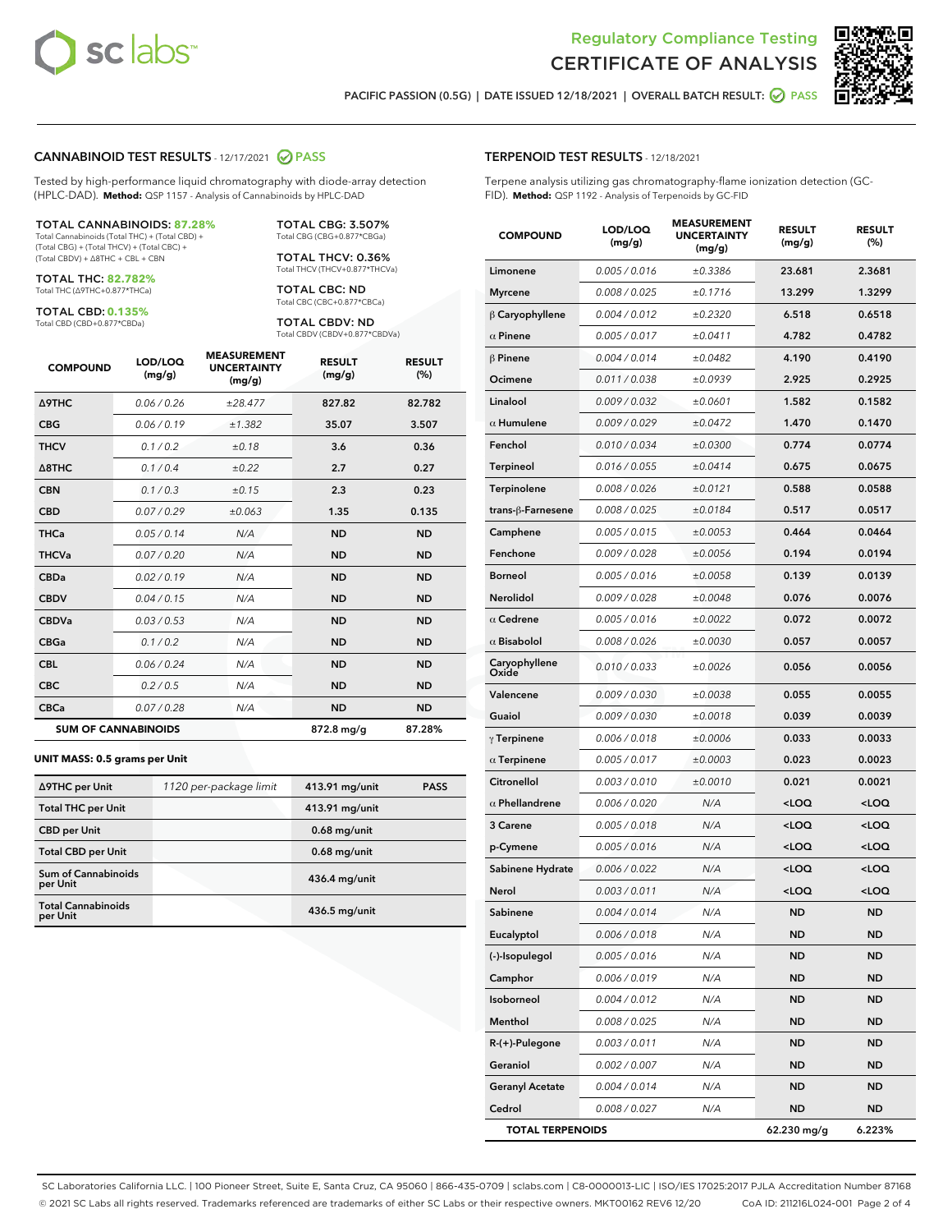Regulatory Compliance Testing

# CERTIFICATE OF ANALYSIS

PACIFIC PASSION (0.5G) | DATE ISSUED 12/18/2021 | OVERALL BATCH RESULT: PASS

## CANNABINOID TEST RESULTS - 12/17/2021 PASS

Tested by high-performance liquid chromatography with diode-array detection (HPLC-DAD). **Method:** QSP 1157 - Analysis of Cannabinoids by HPLC-DAD

**TOTAL CANNABINOIDS: 87.28%**
Total Cannabinoids (Total THC) + (Total CBD) + (Total CBG) + (Total THCV) + (Total CBC) + (Total CBDV) + Δ8THC + CBL + CBN

**TOTAL THC: 82.782%**
Total THC (Δ9THC+0.877*THCa)

**TOTAL CBD: 0.135%**
Total CBD (CBD+0.877*CBDa)

**TOTAL CBG: 3.507%**
Total CBG (CBG+0.877*CBGa)

**TOTAL THCV: 0.36%**
Total THCV (THCV+0.877*THCVa)

**TOTAL CBC: ND**
Total CBC (CBC+0.877*CBCa)

**TOTAL CBDV: ND**
Total CBDV (CBDV+0.877*CBDVa)

| COMPOUND | LOD/LOQ (mg/g) | MEASUREMENT UNCERTAINTY (mg/g) | RESULT (mg/g) | RESULT (%) |
|---|---|---|---|---|
| Δ9THC | 0.06 / 0.26 | ±28.477 | 827.82 | 82.782 |
| CBG | 0.06 / 0.19 | ±1.382 | 35.07 | 3.507 |
| THCV | 0.1 / 0.2 | ±0.18 | 3.6 | 0.36 |
| Δ8THC | 0.1 / 0.4 | ±0.22 | 2.7 | 0.27 |
| CBN | 0.1 / 0.3 | ±0.15 | 2.3 | 0.23 |
| CBD | 0.07 / 0.29 | ±0.063 | 1.35 | 0.135 |
| THCa | 0.05 / 0.14 | N/A | ND | ND |
| THCVa | 0.07 / 0.20 | N/A | ND | ND |
| CBDa | 0.02 / 0.19 | N/A | ND | ND |
| CBDV | 0.04 / 0.15 | N/A | ND | ND |
| CBDVa | 0.03 / 0.53 | N/A | ND | ND |
| CBGa | 0.1 / 0.2 | N/A | ND | ND |
| CBL | 0.06 / 0.24 | N/A | ND | ND |
| CBC | 0.2 / 0.5 | N/A | ND | ND |
| CBCa | 0.07 / 0.28 | N/A | ND | ND |
| **SUM OF CANNABINOIDS** | | | 872.8 mg/g | 87.28% |

**UNIT MASS: 0.5 grams per Unit**

| | | | |
|---|---|---|---|
| Δ9THC per Unit | 1120 per-package limit | 413.91 mg/unit | PASS |
| Total THC per Unit | | 413.91 mg/unit | |
| CBD per Unit | | 0.68 mg/unit | |
| Total CBD per Unit | | 0.68 mg/unit | |
| Sum of Cannabinoids per Unit | | 436.4 mg/unit | |
| Total Cannabinoids per Unit | | 436.5 mg/unit | |

## TERPENOID TEST RESULTS - 12/18/2021

Terpene analysis utilizing gas chromatography-flame ionization detection (GC-FID). **Method:** QSP 1192 - Analysis of Terpenoids by GC-FID

| COMPOUND | LOD/LOQ (mg/g) | MEASUREMENT UNCERTAINTY (mg/g) | RESULT (mg/g) | RESULT (%) |
|---|---|---|---|---|
| Limonene | 0.005 / 0.016 | ±0.3386 | 23.681 | 2.3681 |
| Myrcene | 0.008 / 0.025 | ±0.1716 | 13.299 | 1.3299 |
| β Caryophyllene | 0.004 / 0.012 | ±0.2320 | 6.518 | 0.6518 |
| α Pinene | 0.005 / 0.017 | ±0.0411 | 4.782 | 0.4782 |
| β Pinene | 0.004 / 0.014 | ±0.0482 | 4.190 | 0.4190 |
| Ocimene | 0.011 / 0.038 | ±0.0939 | 2.925 | 0.2925 |
| Linalool | 0.009 / 0.032 | ±0.0601 | 1.582 | 0.1582 |
| α Humulene | 0.009 / 0.029 | ±0.0472 | 1.470 | 0.1470 |
| Fenchol | 0.010 / 0.034 | ±0.0300 | 0.774 | 0.0774 |
| Terpineol | 0.016 / 0.055 | ±0.0414 | 0.675 | 0.0675 |
| Terpinolene | 0.008 / 0.026 | ±0.0121 | 0.588 | 0.0588 |
| trans-β-Farnesene | 0.008 / 0.025 | ±0.0184 | 0.517 | 0.0517 |
| Camphene | 0.005 / 0.015 | ±0.0053 | 0.464 | 0.0464 |
| Fenchone | 0.009 / 0.028 | ±0.0056 | 0.194 | 0.0194 |
| Borneol | 0.005 / 0.016 | ±0.0058 | 0.139 | 0.0139 |
| Nerolidol | 0.009 / 0.028 | ±0.0048 | 0.076 | 0.0076 |
| α Cedrene | 0.005 / 0.016 | ±0.0022 | 0.072 | 0.0072 |
| α Bisabolol | 0.008 / 0.026 | ±0.0030 | 0.057 | 0.0057 |
| Caryophyllene Oxide | 0.010 / 0.033 | ±0.0026 | 0.056 | 0.0056 |
| Valencene | 0.009 / 0.030 | ±0.0038 | 0.055 | 0.0055 |
| Guaiol | 0.009 / 0.030 | ±0.0018 | 0.039 | 0.0039 |
| γ Terpinene | 0.006 / 0.018 | ±0.0006 | 0.033 | 0.0033 |
| α Terpinene | 0.005 / 0.017 | ±0.0003 | 0.023 | 0.0023 |
| Citronellol | 0.003 / 0.010 | ±0.0010 | 0.021 | 0.0021 |
| α Phellandrene | 0.006 / 0.020 | N/A | <LOQ | <LOQ |
| 3 Carene | 0.005 / 0.018 | N/A | <LOQ | <LOQ |
| p-Cymene | 0.005 / 0.016 | N/A | <LOQ | <LOQ |
| Sabinene Hydrate | 0.006 / 0.022 | N/A | <LOQ | <LOQ |
| Nerol | 0.003 / 0.011 | N/A | <LOQ | <LOQ |
| Sabinene | 0.004 / 0.014 | N/A | ND | ND |
| Eucalyptol | 0.006 / 0.018 | N/A | ND | ND |
| (-)-Isopulegol | 0.005 / 0.016 | N/A | ND | ND |
| Camphor | 0.006 / 0.019 | N/A | ND | ND |
| Isoborneol | 0.004 / 0.012 | N/A | ND | ND |
| Menthol | 0.008 / 0.025 | N/A | ND | ND |
| R-(+)-Pulegone | 0.003 / 0.011 | N/A | ND | ND |
| Geraniol | 0.002 / 0.007 | N/A | ND | ND |
| Geranyl Acetate | 0.004 / 0.014 | N/A | ND | ND |
| Cedrol | 0.008 / 0.027 | N/A | ND | ND |
| **TOTAL TERPENOIDS** | | | 62.230 mg/g | 6.223% |

SC Laboratories California LLC. | 100 Pioneer Street, Suite E, Santa Cruz, CA 95060 | 866-435-0709 | sclabs.com | C8-0000013-LIC | ISO/IES 17025:2017 PJLA Accreditation Number 87168
© 2021 SC Labs all rights reserved. Trademarks referenced are trademarks of either SC Labs or their respective owners. MKT00162 REV6 12/20 CoA ID: 211216L024-001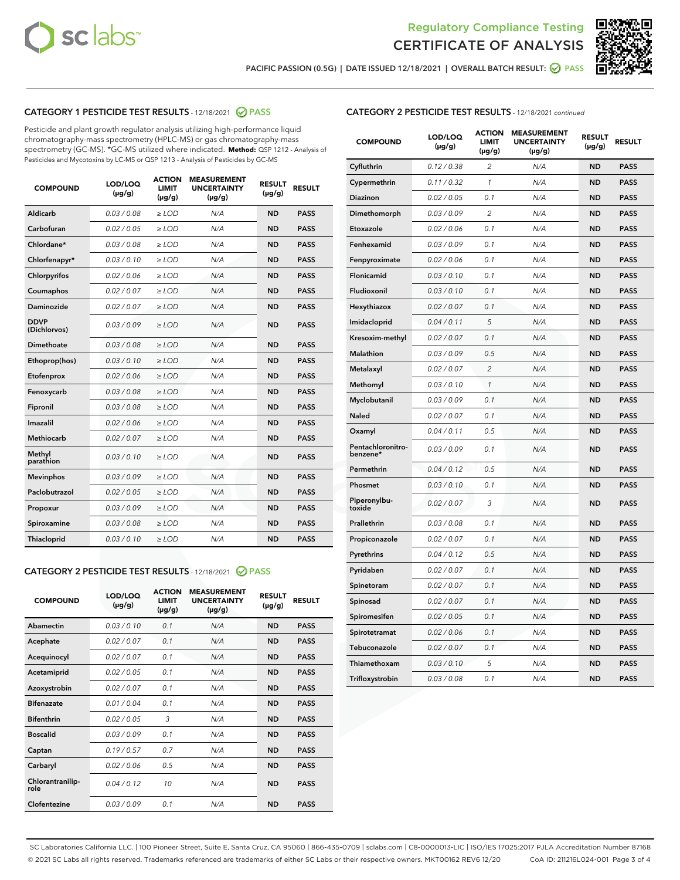Regulatory Compliance Testing
# CERTIFICATE OF ANALYSIS

PACIFIC PASSION (0.5G) | DATE ISSUED 12/18/2021 | OVERALL BATCH RESULT: PASS

## CATEGORY 1 PESTICIDE TEST RESULTS - 12/18/2021 PASS

Pesticide and plant growth regulator analysis utilizing high-performance liquid chromatography-mass spectrometry (HPLC-MS) or gas chromatography-mass spectrometry (GC-MS). *GC-MS utilized where indicated. **Method:** QSP 1212 - Analysis of Pesticides and Mycotoxins by LC-MS or QSP 1213 - Analysis of Pesticides by GC-MS

| COMPOUND | LOD/LOQ (µg/g) | ACTION LIMIT (µg/g) | MEASUREMENT UNCERTAINTY (µg/g) | RESULT (µg/g) | RESULT |
|---|---|---|---|---|---|
| Aldicarb | 0.03 / 0.08 | ≥ LOD | N/A | ND | PASS |
| Carbofuran | 0.02 / 0.05 | ≥ LOD | N/A | ND | PASS |
| Chlordane* | 0.03 / 0.08 | ≥ LOD | N/A | ND | PASS |
| Chlorfenapyr* | 0.03 / 0.10 | ≥ LOD | N/A | ND | PASS |
| Chlorpyrifos | 0.02 / 0.06 | ≥ LOD | N/A | ND | PASS |
| Coumaphos | 0.02 / 0.07 | ≥ LOD | N/A | ND | PASS |
| Daminozide | 0.02 / 0.07 | ≥ LOD | N/A | ND | PASS |
| DDVP (Dichlorvos) | 0.03 / 0.09 | ≥ LOD | N/A | ND | PASS |
| Dimethoate | 0.03 / 0.08 | ≥ LOD | N/A | ND | PASS |
| Ethoprop(hos) | 0.03 / 0.10 | ≥ LOD | N/A | ND | PASS |
| Etofenprox | 0.02 / 0.06 | ≥ LOD | N/A | ND | PASS |
| Fenoxycarb | 0.03 / 0.08 | ≥ LOD | N/A | ND | PASS |
| Fipronil | 0.03 / 0.08 | ≥ LOD | N/A | ND | PASS |
| Imazalil | 0.02 / 0.06 | ≥ LOD | N/A | ND | PASS |
| Methiocarb | 0.02 / 0.07 | ≥ LOD | N/A | ND | PASS |
| Methyl parathion | 0.03 / 0.10 | ≥ LOD | N/A | ND | PASS |
| Mevinphos | 0.03 / 0.09 | ≥ LOD | N/A | ND | PASS |
| Paclobutrazol | 0.02 / 0.05 | ≥ LOD | N/A | ND | PASS |
| Propoxur | 0.03 / 0.09 | ≥ LOD | N/A | ND | PASS |
| Spiroxamine | 0.03 / 0.08 | ≥ LOD | N/A | ND | PASS |
| Thiacloprid | 0.03 / 0.10 | ≥ LOD | N/A | ND | PASS |

## CATEGORY 2 PESTICIDE TEST RESULTS - 12/18/2021 PASS

| COMPOUND | LOD/LOQ (µg/g) | ACTION LIMIT (µg/g) | MEASUREMENT UNCERTAINTY (µg/g) | RESULT (µg/g) | RESULT |
|---|---|---|---|---|---|
| Abamectin | 0.03 / 0.10 | 0.1 | N/A | ND | PASS |
| Acephate | 0.02 / 0.07 | 0.1 | N/A | ND | PASS |
| Acequinocyl | 0.02 / 0.07 | 0.1 | N/A | ND | PASS |
| Acetamiprid | 0.02 / 0.05 | 0.1 | N/A | ND | PASS |
| Azoxystrobin | 0.02 / 0.07 | 0.1 | N/A | ND | PASS |
| Bifenazate | 0.01 / 0.04 | 0.1 | N/A | ND | PASS |
| Bifenthrin | 0.02 / 0.05 | 3 | N/A | ND | PASS |
| Boscalid | 0.03 / 0.09 | 0.1 | N/A | ND | PASS |
| Captan | 0.19 / 0.57 | 0.7 | N/A | ND | PASS |
| Carbaryl | 0.02 / 0.06 | 0.5 | N/A | ND | PASS |
| Chlorantraniliprole | 0.04 / 0.12 | 10 | N/A | ND | PASS |
| Clofentezine | 0.03 / 0.09 | 0.1 | N/A | ND | PASS |
| Cyfluthrin | 0.12 / 0.38 | 2 | N/A | ND | PASS |
| Cypermethrin | 0.11 / 0.32 | 1 | N/A | ND | PASS |
| Diazinon | 0.02 / 0.05 | 0.1 | N/A | ND | PASS |
| Dimethomorph | 0.03 / 0.09 | 2 | N/A | ND | PASS |
| Etoxazole | 0.02 / 0.06 | 0.1 | N/A | ND | PASS |
| Fenhexamid | 0.03 / 0.09 | 0.1 | N/A | ND | PASS |
| Fenpyroximate | 0.02 / 0.06 | 0.1 | N/A | ND | PASS |
| Flonicamid | 0.03 / 0.10 | 0.1 | N/A | ND | PASS |
| Fludioxonil | 0.03 / 0.10 | 0.1 | N/A | ND | PASS |
| Hexythiazox | 0.02 / 0.07 | 0.1 | N/A | ND | PASS |
| Imidacloprid | 0.04 / 0.11 | 5 | N/A | ND | PASS |
| Kresoxim-methyl | 0.02 / 0.07 | 0.1 | N/A | ND | PASS |
| Malathion | 0.03 / 0.09 | 0.5 | N/A | ND | PASS |
| Metalaxyl | 0.02 / 0.07 | 2 | N/A | ND | PASS |
| Methomyl | 0.03 / 0.10 | 1 | N/A | ND | PASS |
| Myclobutanil | 0.03 / 0.09 | 0.1 | N/A | ND | PASS |
| Naled | 0.02 / 0.07 | 0.1 | N/A | ND | PASS |
| Oxamyl | 0.04 / 0.11 | 0.5 | N/A | ND | PASS |
| Pentachloronitrobenzene* | 0.03 / 0.09 | 0.1 | N/A | ND | PASS |
| Permethrin | 0.04 / 0.12 | 0.5 | N/A | ND | PASS |
| Phosmet | 0.03 / 0.10 | 0.1 | N/A | ND | PASS |
| Piperonylbutoxide | 0.02 / 0.07 | 3 | N/A | ND | PASS |
| Prallethrin | 0.03 / 0.08 | 0.1 | N/A | ND | PASS |
| Propiconazole | 0.02 / 0.07 | 0.1 | N/A | ND | PASS |
| Pyrethrins | 0.04 / 0.12 | 0.5 | N/A | ND | PASS |
| Pyridaben | 0.02 / 0.07 | 0.1 | N/A | ND | PASS |
| Spinetoram | 0.02 / 0.07 | 0.1 | N/A | ND | PASS |
| Spinosad | 0.02 / 0.07 | 0.1 | N/A | ND | PASS |
| Spiromesifen | 0.02 / 0.05 | 0.1 | N/A | ND | PASS |
| Spirotetramat | 0.02 / 0.06 | 0.1 | N/A | ND | PASS |
| Tebuconazole | 0.02 / 0.07 | 0.1 | N/A | ND | PASS |
| Thiamethoxam | 0.03 / 0.10 | 5 | N/A | ND | PASS |
| Trifloxystrobin | 0.03 / 0.08 | 0.1 | N/A | ND | PASS |

SC Laboratories California LLC. | 100 Pioneer Street, Suite E, Santa Cruz, CA 95060 | 866-435-0709 | sclabs.com | C8-0000013-LIC | ISO/IES 17025:2017 PJLA Accreditation Number 87168
© 2021 SC Labs all rights reserved. Trademarks referenced are trademarks of either SC Labs or their respective owners. MKT00162 REV6 12/20 CoA ID: 211216L024-001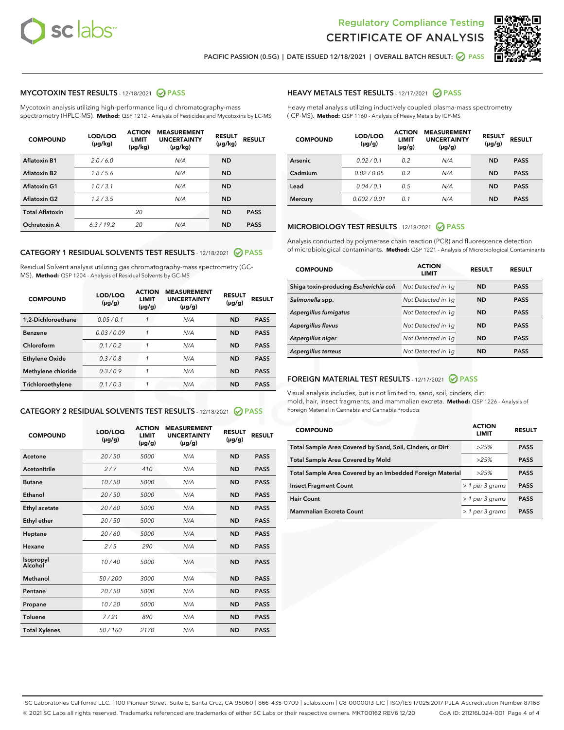Regulatory Compliance Testing
CERTIFICATE OF ANALYSIS

PACIFIC PASSION (0.5G) | DATE ISSUED 12/18/2021 | OVERALL BATCH RESULT: PASS

## MYCOTOXIN TEST RESULTS - 12/18/2021 PASS

Mycotoxin analysis utilizing high-performance liquid chromatography-mass spectrometry (HPLC-MS). **Method:** QSP 1212 - Analysis of Pesticides and Mycotoxins by LC-MS

| COMPOUND | LOD/LOQ (µg/kg) | ACTION LIMIT (µg/kg) | MEASUREMENT UNCERTAINTY (µg/kg) | RESULT (µg/kg) | RESULT |
|---|---|---|---|---|---|
| Aflatoxin B1 | 2.0 / 6.0 | | N/A | ND | |
| Aflatoxin B2 | 1.8 / 5.6 | | N/A | ND | |
| Aflatoxin G1 | 1.0 / 3.1 | | N/A | ND | |
| Aflatoxin G2 | 1.2 / 3.5 | | N/A | ND | |
| Total Aflatoxin | | 20 | | ND | PASS |
| Ochratoxin A | 6.3 / 19.2 | 20 | N/A | ND | PASS |

## CATEGORY 1 RESIDUAL SOLVENTS TEST RESULTS - 12/18/2021 PASS

Residual Solvent analysis utilizing gas chromatography-mass spectrometry (GC-MS). **Method:** QSP 1204 - Analysis of Residual Solvents by GC-MS

| COMPOUND | LOD/LOQ (µg/g) | ACTION LIMIT (µg/g) | MEASUREMENT UNCERTAINTY (µg/g) | RESULT (µg/g) | RESULT |
|---|---|---|---|---|---|
| 1,2-Dichloroethane | 0.05 / 0.1 | 1 | N/A | ND | PASS |
| Benzene | 0.03 / 0.09 | 1 | N/A | ND | PASS |
| Chloroform | 0.1 / 0.2 | 1 | N/A | ND | PASS |
| Ethylene Oxide | 0.3 / 0.8 | 1 | N/A | ND | PASS |
| Methylene chloride | 0.3 / 0.9 | 1 | N/A | ND | PASS |
| Trichloroethylene | 0.1 / 0.3 | 1 | N/A | ND | PASS |

## CATEGORY 2 RESIDUAL SOLVENTS TEST RESULTS - 12/18/2021 PASS

| COMPOUND | LOD/LOQ (µg/g) | ACTION LIMIT (µg/g) | MEASUREMENT UNCERTAINTY (µg/g) | RESULT (µg/g) | RESULT |
|---|---|---|---|---|---|
| Acetone | 20 / 50 | 5000 | N/A | ND | PASS |
| Acetonitrile | 2 / 7 | 410 | N/A | ND | PASS |
| Butane | 10 / 50 | 5000 | N/A | ND | PASS |
| Ethanol | 20 / 50 | 5000 | N/A | ND | PASS |
| Ethyl acetate | 20 / 60 | 5000 | N/A | ND | PASS |
| Ethyl ether | 20 / 50 | 5000 | N/A | ND | PASS |
| Heptane | 20 / 60 | 5000 | N/A | ND | PASS |
| Hexane | 2 / 5 | 290 | N/A | ND | PASS |
| Isopropyl Alcohol | 10 / 40 | 5000 | N/A | ND | PASS |
| Methanol | 50 / 200 | 3000 | N/A | ND | PASS |
| Pentane | 20 / 50 | 5000 | N/A | ND | PASS |
| Propane | 10 / 20 | 5000 | N/A | ND | PASS |
| Toluene | 7 / 21 | 890 | N/A | ND | PASS |
| Total Xylenes | 50 / 160 | 2170 | N/A | ND | PASS |

## HEAVY METALS TEST RESULTS - 12/17/2021 PASS

Heavy metal analysis utilizing inductively coupled plasma-mass spectrometry (ICP-MS). **Method:** QSP 1160 - Analysis of Heavy Metals by ICP-MS

| COMPOUND | LOD/LOQ (µg/g) | ACTION LIMIT (µg/g) | MEASUREMENT UNCERTAINTY (µg/g) | RESULT (µg/g) | RESULT |
|---|---|---|---|---|---|
| Arsenic | 0.02 / 0.1 | 0.2 | N/A | ND | PASS |
| Cadmium | 0.02 / 0.05 | 0.2 | N/A | ND | PASS |
| Lead | 0.04 / 0.1 | 0.5 | N/A | ND | PASS |
| Mercury | 0.002 / 0.01 | 0.1 | N/A | ND | PASS |

## MICROBIOLOGY TEST RESULTS - 12/18/2021 PASS

Analysis conducted by polymerase chain reaction (PCR) and fluorescence detection of microbiological contaminants. **Method:** QSP 1221 - Analysis of Microbiological Contaminants

| COMPOUND | ACTION LIMIT | RESULT | RESULT |
|---|---|---|---|
| Shiga toxin-producing *Escherichia coli* | Not Detected in 1g | ND | PASS |
| *Salmonella* spp. | Not Detected in 1g | ND | PASS |
| *Aspergillus fumigatus* | Not Detected in 1g | ND | PASS |
| *Aspergillus flavus* | Not Detected in 1g | ND | PASS |
| *Aspergillus niger* | Not Detected in 1g | ND | PASS |
| *Aspergillus terreus* | Not Detected in 1g | ND | PASS |

## FOREIGN MATERIAL TEST RESULTS - 12/17/2021 PASS

Visual analysis includes, but is not limited to, sand, soil, cinders, dirt, mold, hair, insect fragments, and mammalian excreta. **Method:** QSP 1226 - Analysis of Foreign Material in Cannabis and Cannabis Products

| COMPOUND | ACTION LIMIT | RESULT |
|---|---|---|
| Total Sample Area Covered by Sand, Soil, Cinders, or Dirt | >25% | PASS |
| Total Sample Area Covered by Mold | >25% | PASS |
| Total Sample Area Covered by an Imbedded Foreign Material | >25% | PASS |
| Insect Fragment Count | > 1 per 3 grams | PASS |
| Hair Count | > 1 per 3 grams | PASS |
| Mammalian Excreta Count | > 1 per 3 grams | PASS |

SC Laboratories California LLC. | 100 Pioneer Street, Suite E, Santa Cruz, CA 95060 | 866-435-0709 | sclabs.com | C8-0000013-LIC | ISO/IES 17025:2017 PJLA Accreditation Number 87168
© 2021 SC Labs all rights reserved. Trademarks referenced are trademarks of either SC Labs or their respective owners. MKT00162 REV6 12/20 CoA ID: 211216L024-001